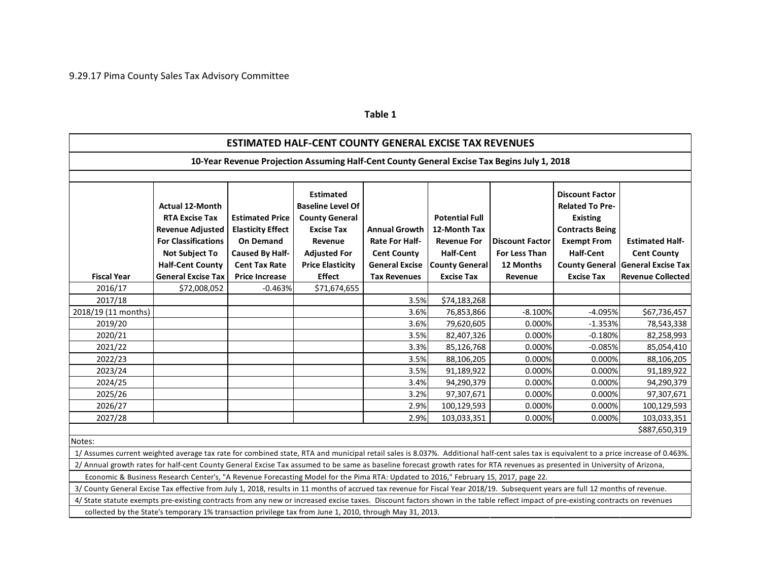9.29.17 Pima County Sales Tax Advisory Committee

**Table 1**

| ESTIMATED HALF-CENT COUNTY GENERAL EXCISE TAX REVENUES | | | | | | | | |
|---|---|---|---|---|---|---|---|---|
| **10-Year Revenue Projection Assuming Half-Cent County General Excise Tax Begins July 1, 2018** | | | | | | | | |
| **Fiscal Year** | **Actual 12-Month RTA Excise Tax Revenue Adjusted For Classifications Not Subject To Half-Cent County General Excise Tax** | **Estimated Price Elasticity Effect On Demand Caused By Half-Cent Tax Rate Price Increase** | **Estimated Baseline Level Of County General Excise Tax Revenue Adjusted For Price Elasticity Effect** | **Annual Growth Rate For Half-Cent County General Excise Tax Revenues** | **Potential Full 12-Month Tax Revenue For Half-Cent County General Excise Tax** | **Discount Factor For Less Than 12 Months Revenue** | **Discount Factor Related To Pre-Existing Contracts Being Exempt From Half-Cent County General Excise Tax** | **Estimated Half-Cent County General Excise Tax Revenue Collected** |
| 2016/17 | $72,008,052 | -0.463% | $71,674,655 | | | | | |
| 2017/18 | | | | 3.5% | $74,183,268 | | | |
| 2018/19 (11 months) | | | | 3.6% | 76,853,866 | -8.100% | -4.095% | $67,736,457 |
| 2019/20 | | | | 3.6% | 79,620,605 | 0.000% | -1.353% | 78,543,338 |
| 2020/21 | | | | 3.5% | 82,407,326 | 0.000% | -0.180% | 82,258,993 |
| 2021/22 | | | | 3.3% | 85,126,768 | 0.000% | -0.085% | 85,054,410 |
| 2022/23 | | | | 3.5% | 88,106,205 | 0.000% | 0.000% | 88,106,205 |
| 2023/24 | | | | 3.5% | 91,189,922 | 0.000% | 0.000% | 91,189,922 |
| 2024/25 | | | | 3.4% | 94,290,379 | 0.000% | 0.000% | 94,290,379 |
| 2025/26 | | | | 3.2% | 97,307,671 | 0.000% | 0.000% | 97,307,671 |
| 2026/27 | | | | 2.9% | 100,129,593 | 0.000% | 0.000% | 100,129,593 |
| 2027/28 | | | | 2.9% | 103,033,351 | 0.000% | 0.000% | 103,033,351 |
| | | | | | | | | $887,650,319 |

Notes:

1/ Assumes current weighted average tax rate for combined state, RTA and municipal retail sales is 8.037%. Additional half-cent sales tax is equivalent to a price increase of 0.463%.

2/ Annual growth rates for half-cent County General Excise Tax assumed to be same as baseline forecast growth rates for RTA revenues as presented in University of Arizona, Economic & Business Research Center's, "A Revenue Forecasting Model for the Pima RTA: Updated to 2016," February 15, 2017, page 22.

3/ County General Excise Tax effective from July 1, 2018, results in 11 months of accrued tax revenue for Fiscal Year 2018/19. Subsequent years are full 12 months of revenue.

4/ State statute exempts pre-existing contracts from any new or increased excise taxes. Discount factors shown in the table reflect impact of pre-existing contracts on revenues collected by the State's temporary 1% transaction privilege tax from June 1, 2010, through May 31, 2013.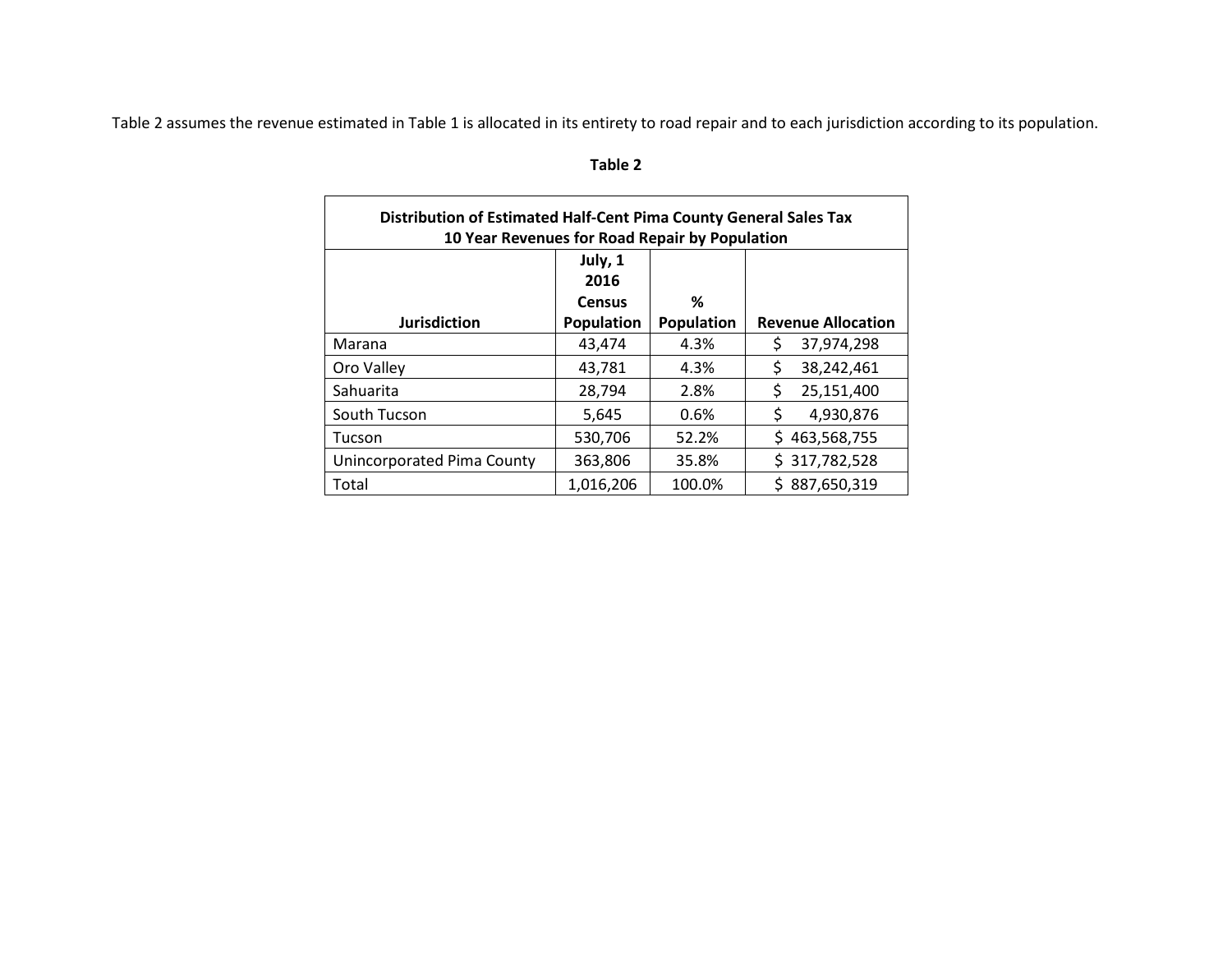Table 2 assumes the revenue estimated in Table 1 is allocated in its entirety to road repair and to each jurisdiction according to its population.

**Table 2**

| Distribution of Estimated Half-Cent Pima County General Sales Tax 10 Year Revenues for Road Repair by Population | | | |
|---|---|---|---|
| **Jurisdiction** | **July, 1 2016 Census Population** | **% Population** | **Revenue Allocation** |
| Marana | 43,474 | 4.3% | $ 37,974,298 |
| Oro Valley | 43,781 | 4.3% | $ 38,242,461 |
| Sahuarita | 28,794 | 2.8% | $ 25,151,400 |
| South Tucson | 5,645 | 0.6% | $ 4,930,876 |
| Tucson | 530,706 | 52.2% | $ 463,568,755 |
| Unincorporated Pima County | 363,806 | 35.8% | $ 317,782,528 |
| Total | 1,016,206 | 100.0% | $ 887,650,319 |